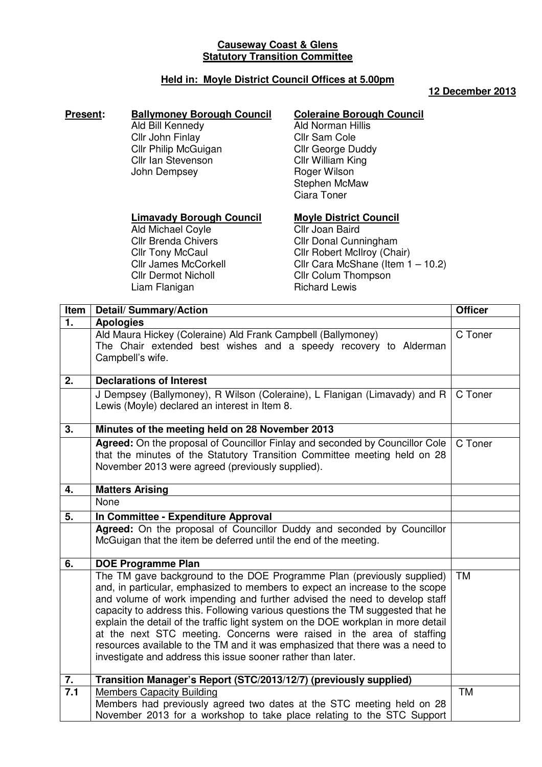**Causeway Coast & Glens**
**Statutory Transition Committee**

**Held in: Moyle District Council Offices at 5.00pm**

**12 December 2013**

**Present:**

**Ballymoney Borough Council**
Ald Bill Kennedy
Cllr John Finlay
Cllr Philip McGuigan
Cllr Ian Stevenson
John Dempsey

**Coleraine Borough Council**
Ald Norman Hillis
Cllr Sam Cole
Cllr George Duddy
Cllr William King
Roger Wilson
Stephen McMaw
Ciara Toner

**Limavady Borough Council**
Ald Michael Coyle
Cllr Brenda Chivers
Cllr Tony McCaul
Cllr James McCorkell
Cllr Dermot Nicholl
Liam Flanigan

**Moyle District Council**
Cllr Joan Baird
Cllr Donal Cunningham
Cllr Robert McIlroy (Chair)
Cllr Cara McShane (Item 1 – 10.2)
Cllr Colum Thompson
Richard Lewis

| Item | Detail/ Summary/Action | Officer |
|---|---|---|
| **1.** | **Apologies** | |
| | Ald Maura Hickey (Coleraine) Ald Frank Campbell (Ballymoney) The Chair extended best wishes and a speedy recovery to Alderman Campbell's wife. | C Toner |
| **2.** | **Declarations of Interest** | |
| | J Dempsey (Ballymoney), R Wilson (Coleraine), L Flanigan (Limavady) and R Lewis (Moyle) declared an interest in Item 8. | C Toner |
| **3.** | **Minutes of the meeting held on 28 November 2013** | |
| | **Agreed:** On the proposal of Councillor Finlay and seconded by Councillor Cole that the minutes of the Statutory Transition Committee meeting held on 28 November 2013 were agreed (previously supplied). | C Toner |
| **4.** | **Matters Arising** | |
| | None | |
| **5.** | **In Committee - Expenditure Approval** | |
| | **Agreed:** On the proposal of Councillor Duddy and seconded by Councillor McGuigan that the item be deferred until the end of the meeting. | |
| **6.** | **DOE Programme Plan** | |
| | The TM gave background to the DOE Programme Plan (previously supplied) and, in particular, emphasized to members to expect an increase to the scope and volume of work impending and further advised the need to develop staff capacity to address this. Following various questions the TM suggested that he explain the detail of the traffic light system on the DOE workplan in more detail at the next STC meeting. Concerns were raised in the area of staffing resources available to the TM and it was emphasized that there was a need to investigate and address this issue sooner rather than later. | TM |
| **7.** | **Transition Manager's Report (STC/2013/12/7) (previously supplied)** | |
| **7.1** | Members Capacity Building<br>Members had previously agreed two dates at the STC meeting held on 28 November 2013 for a workshop to take place relating to the STC Support | TM |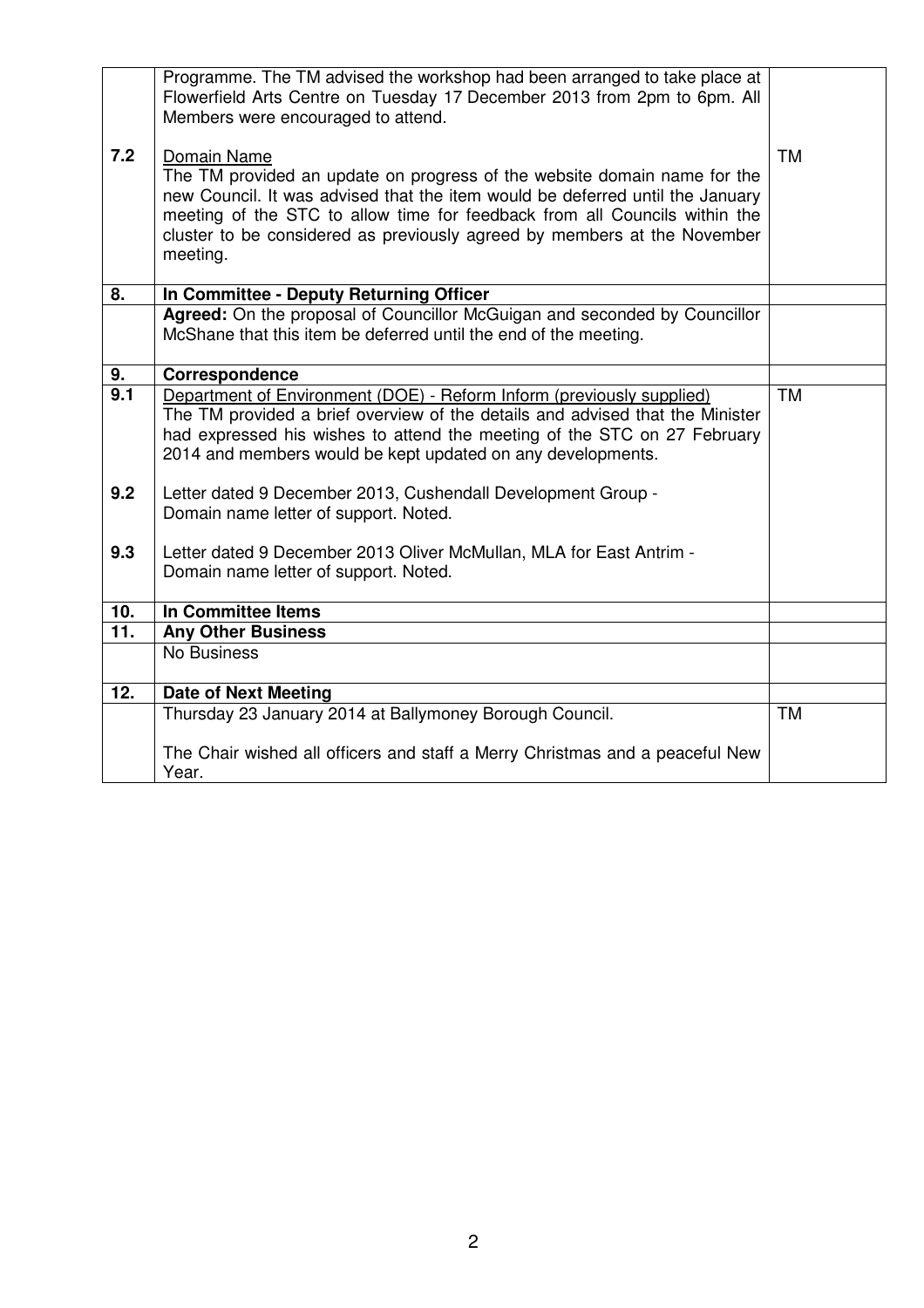| | | |
|---|---|---|
| | Programme. The TM advised the workshop had been arranged to take place at Flowerfield Arts Centre on Tuesday 17 December 2013 from 2pm to 6pm. All Members were encouraged to attend. | |
| **7.2** | Domain Name<br>The TM provided an update on progress of the website domain name for the new Council. It was advised that the item would be deferred until the January meeting of the STC to allow time for feedback from all Councils within the cluster to be considered as previously agreed by members at the November meeting. | TM |
| **8.** | **In Committee - Deputy Returning Officer** | |
| | **Agreed:** On the proposal of Councillor McGuigan and seconded by Councillor McShane that this item be deferred until the end of the meeting. | |
| **9.** | **Correspondence** | |
| **9.1** | Department of Environment (DOE) - Reform Inform (previously supplied)<br>The TM provided a brief overview of the details and advised that the Minister had expressed his wishes to attend the meeting of the STC on 27 February 2014 and members would be kept updated on any developments. | TM |
| **9.2** | Letter dated 9 December 2013, Cushendall Development Group - Domain name letter of support. Noted. | |
| **9.3** | Letter dated 9 December 2013 Oliver McMullan, MLA for East Antrim - Domain name letter of support. Noted. | |
| **10.** | **In Committee Items** | |
| **11.** | **Any Other Business** | |
| | No Business | |
| **12.** | **Date of Next Meeting** | |
| | Thursday 23 January 2014 at Ballymoney Borough Council.<br><br>The Chair wished all officers and staff a Merry Christmas and a peaceful New Year. | TM |